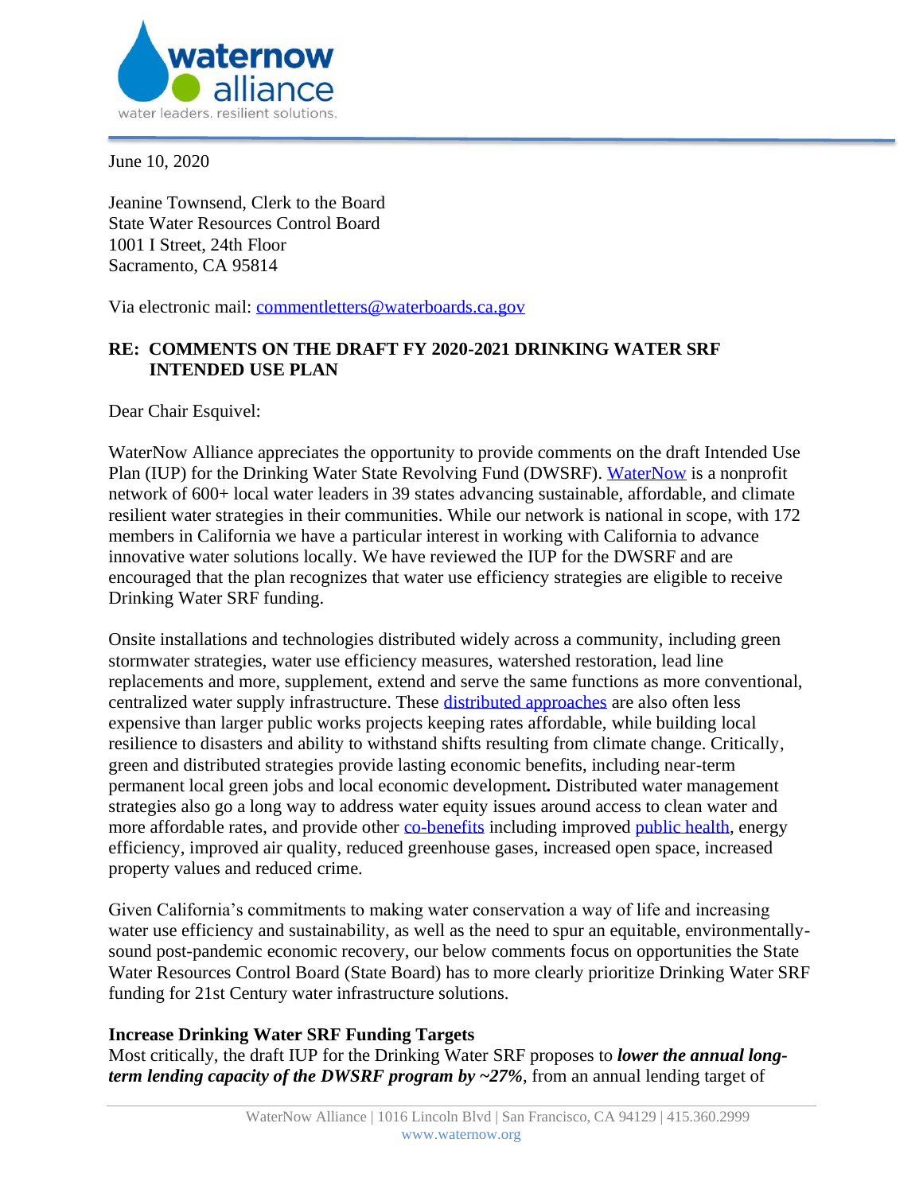June 10, 2020

Jeanine Townsend, Clerk to the Board
State Water Resources Control Board
1001 I Street, 24th Floor
Sacramento, CA 95814

Via electronic mail: commentletters@waterboards.ca.gov

**RE: COMMENTS ON THE DRAFT FY 2020-2021 DRINKING WATER SRF INTENDED USE PLAN**

Dear Chair Esquivel:

WaterNow Alliance appreciates the opportunity to provide comments on the draft Intended Use Plan (IUP) for the Drinking Water State Revolving Fund (DWSRF). WaterNow is a nonprofit network of 600+ local water leaders in 39 states advancing sustainable, affordable, and climate resilient water strategies in their communities. While our network is national in scope, with 172 members in California we have a particular interest in working with California to advance innovative water solutions locally. We have reviewed the IUP for the DWSRF and are encouraged that the plan recognizes that water use efficiency strategies are eligible to receive Drinking Water SRF funding.

Onsite installations and technologies distributed widely across a community, including green stormwater strategies, water use efficiency measures, watershed restoration, lead line replacements and more, supplement, extend and serve the same functions as more conventional, centralized water supply infrastructure. These distributed approaches are also often less expensive than larger public works projects keeping rates affordable, while building local resilience to disasters and ability to withstand shifts resulting from climate change. Critically, green and distributed strategies provide lasting economic benefits, including near-term permanent local green jobs and local economic development**.** Distributed water management strategies also go a long way to address water equity issues around access to clean water and more affordable rates, and provide other co-benefits including improved public health, energy efficiency, improved air quality, reduced greenhouse gases, increased open space, increased property values and reduced crime.

Given California's commitments to making water conservation a way of life and increasing water use efficiency and sustainability, as well as the need to spur an equitable, environmentally-sound post-pandemic economic recovery, our below comments focus on opportunities the State Water Resources Control Board (State Board) has to more clearly prioritize Drinking Water SRF funding for 21st Century water infrastructure solutions.

**Increase Drinking Water SRF Funding Targets**

Most critically, the draft IUP for the Drinking Water SRF proposes to ***lower the annual long-term lending capacity of the DWSRF program by ~27%***, from an annual lending target of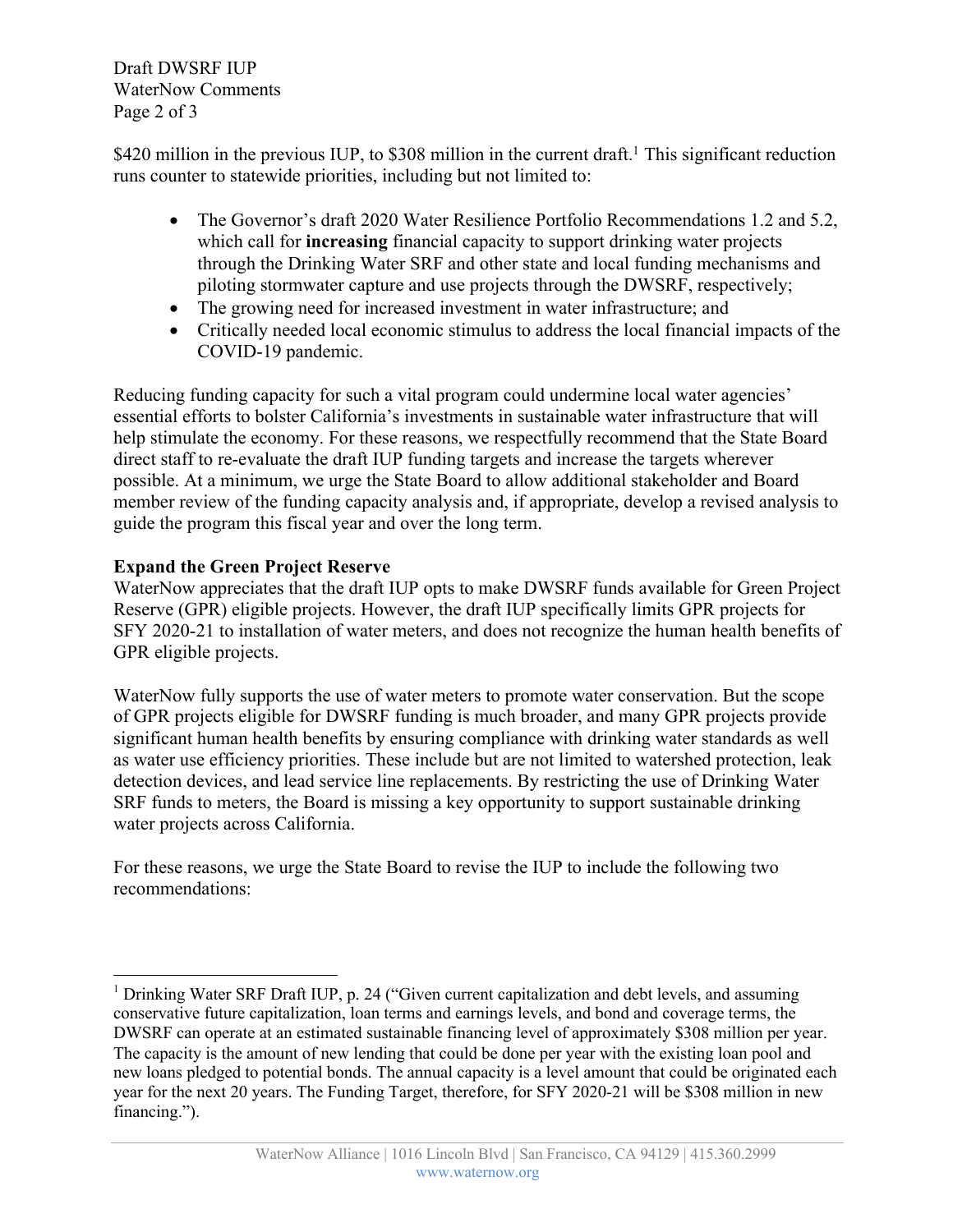$420 million in the previous IUP, to $308 million in the current draft.[1] This significant reduction runs counter to statewide priorities, including but not limited to:

- The Governor's draft 2020 Water Resilience Portfolio Recommendations 1.2 and 5.2, which call for **increasing** financial capacity to support drinking water projects through the Drinking Water SRF and other state and local funding mechanisms and piloting stormwater capture and use projects through the DWSRF, respectively;
- The growing need for increased investment in water infrastructure; and
- Critically needed local economic stimulus to address the local financial impacts of the COVID-19 pandemic.

Reducing funding capacity for such a vital program could undermine local water agencies' essential efforts to bolster California's investments in sustainable water infrastructure that will help stimulate the economy. For these reasons, we respectfully recommend that the State Board direct staff to re-evaluate the draft IUP funding targets and increase the targets wherever possible. At a minimum, we urge the State Board to allow additional stakeholder and Board member review of the funding capacity analysis and, if appropriate, develop a revised analysis to guide the program this fiscal year and over the long term.

**Expand the Green Project Reserve**

WaterNow appreciates that the draft IUP opts to make DWSRF funds available for Green Project Reserve (GPR) eligible projects. However, the draft IUP specifically limits GPR projects for SFY 2020-21 to installation of water meters, and does not recognize the human health benefits of GPR eligible projects.

WaterNow fully supports the use of water meters to promote water conservation. But the scope of GPR projects eligible for DWSRF funding is much broader, and many GPR projects provide significant human health benefits by ensuring compliance with drinking water standards as well as water use efficiency priorities. These include but are not limited to watershed protection, leak detection devices, and lead service line replacements. By restricting the use of Drinking Water SRF funds to meters, the Board is missing a key opportunity to support sustainable drinking water projects across California.

For these reasons, we urge the State Board to revise the IUP to include the following two recommendations:

[1] Drinking Water SRF Draft IUP, p. 24 ("Given current capitalization and debt levels, and assuming conservative future capitalization, loan terms and earnings levels, and bond and coverage terms, the DWSRF can operate at an estimated sustainable financing level of approximately $308 million per year. The capacity is the amount of new lending that could be done per year with the existing loan pool and new loans pledged to potential bonds. The annual capacity is a level amount that could be originated each year for the next 20 years. The Funding Target, therefore, for SFY 2020-21 will be $308 million in new financing.").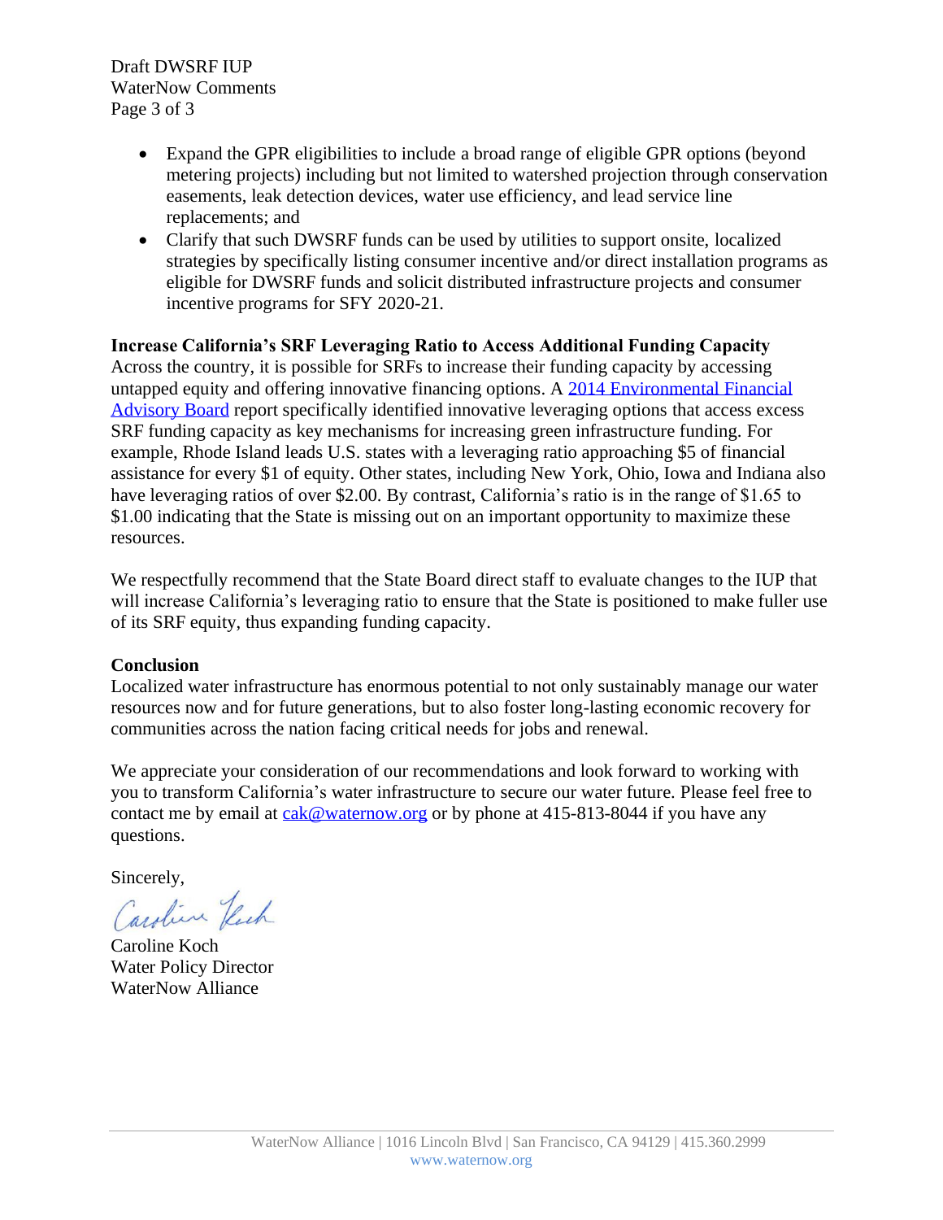- Expand the GPR eligibilities to include a broad range of eligible GPR options (beyond metering projects) including but not limited to watershed projection through conservation easements, leak detection devices, water use efficiency, and lead service line replacements; and
- Clarify that such DWSRF funds can be used by utilities to support onsite, localized strategies by specifically listing consumer incentive and/or direct installation programs as eligible for DWSRF funds and solicit distributed infrastructure projects and consumer incentive programs for SFY 2020-21.

**Increase California's SRF Leveraging Ratio to Access Additional Funding Capacity**
Across the country, it is possible for SRFs to increase their funding capacity by accessing untapped equity and offering innovative financing options. A 2014 Environmental Financial Advisory Board report specifically identified innovative leveraging options that access excess SRF funding capacity as key mechanisms for increasing green infrastructure funding. For example, Rhode Island leads U.S. states with a leveraging ratio approaching $5 of financial assistance for every $1 of equity. Other states, including New York, Ohio, Iowa and Indiana also have leveraging ratios of over $2.00. By contrast, California's ratio is in the range of $1.65 to $1.00 indicating that the State is missing out on an important opportunity to maximize these resources.

We respectfully recommend that the State Board direct staff to evaluate changes to the IUP that will increase California's leveraging ratio to ensure that the State is positioned to make fuller use of its SRF equity, thus expanding funding capacity.

**Conclusion**
Localized water infrastructure has enormous potential to not only sustainably manage our water resources now and for future generations, but to also foster long-lasting economic recovery for communities across the nation facing critical needs for jobs and renewal.

We appreciate your consideration of our recommendations and look forward to working with you to transform California's water infrastructure to secure our water future. Please feel free to contact me by email at cak@waternow.org or by phone at 415-813-8044 if you have any questions.

Sincerely,

Caroline Koch
Water Policy Director
WaterNow Alliance

WaterNow Alliance | 1016 Lincoln Blvd | San Francisco, CA 94129 | 415.360.2999
www.waternow.org